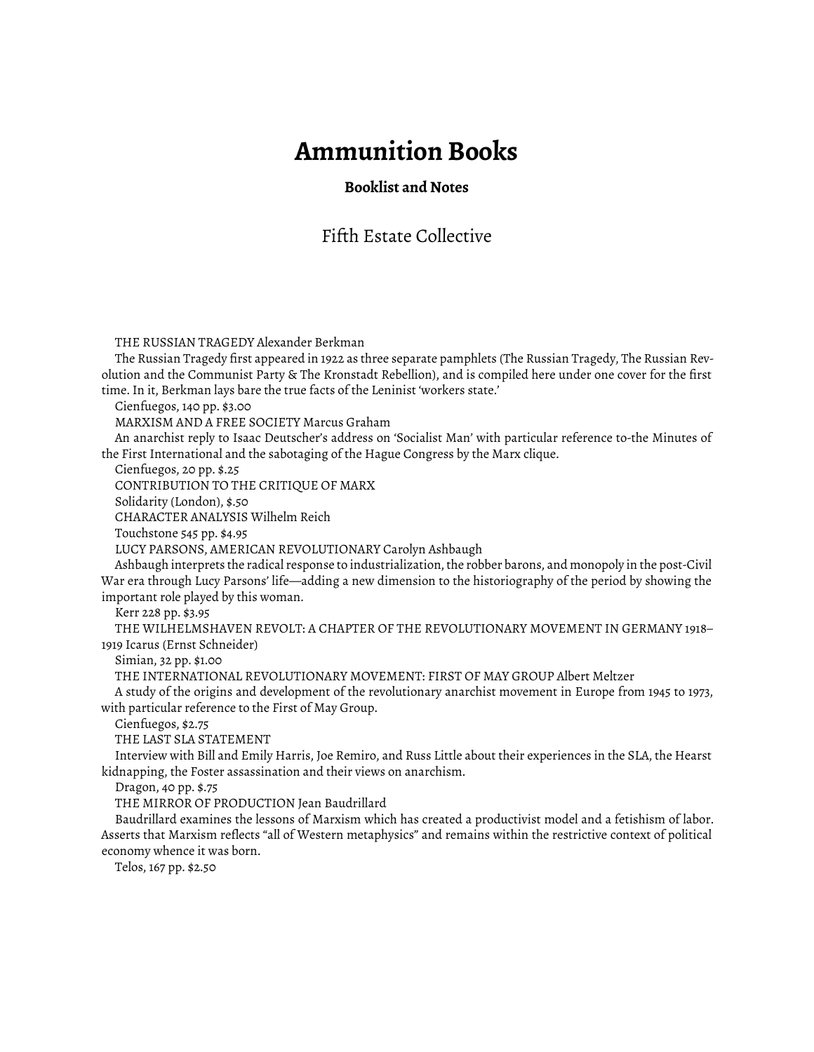# Ammunition Books

### Booklist and Notes

Fifth Estate Collective

THE RUSSIAN TRAGEDY Alexander Berkman

The Russian Tragedy first appeared in 1922 as three separate pamphlets (The Russian Tragedy, The Russian Revolution and the Communist Party & The Kronstadt Rebellion), and is compiled here under one cover for the first time. In it, Berkman lays bare the true facts of the Leninist 'workers state.'

Cienfuegos, 140 pp. $3.00

MARXISM AND A FREE SOCIETY Marcus Graham

An anarchist reply to Isaac Deutscher's address on 'Socialist Man' with particular reference to-the Minutes of the First International and the sabotaging of the Hague Congress by the Marx clique.

Cienfuegos, 20 pp. $.25

CONTRIBUTION TO THE CRITIQUE OF MARX

Solidarity (London), $.50

CHARACTER ANALYSIS Wilhelm Reich

Touchstone 545 pp. $4.95

LUCY PARSONS, AMERICAN REVOLUTIONARY Carolyn Ashbaugh

Ashbaugh interprets the radical response to industrialization, the robber barons, and monopoly in the post-Civil War era through Lucy Parsons' life—adding a new dimension to the historiography of the period by showing the important role played by this woman.

Kerr 228 pp. $3.95

THE WILHELMSHAVEN REVOLT: A CHAPTER OF THE REVOLUTIONARY MOVEMENT IN GERMANY 1918–1919 Icarus (Ernst Schneider)

Simian, 32 pp. $1.00

THE INTERNATIONAL REVOLUTIONARY MOVEMENT: FIRST OF MAY GROUP Albert Meltzer

A study of the origins and development of the revolutionary anarchist movement in Europe from 1945 to 1973, with particular reference to the First of May Group.

Cienfuegos, $2.75

THE LAST SLA STATEMENT

Interview with Bill and Emily Harris, Joe Remiro, and Russ Little about their experiences in the SLA, the Hearst kidnapping, the Foster assassination and their views on anarchism.

Dragon, 40 pp. $.75

THE MIRROR OF PRODUCTION Jean Baudrillard

Baudrillard examines the lessons of Marxism which has created a productivist model and a fetishism of labor. Asserts that Marxism reflects "all of Western metaphysics" and remains within the restrictive context of political economy whence it was born.

Telos, 167 pp. $2.50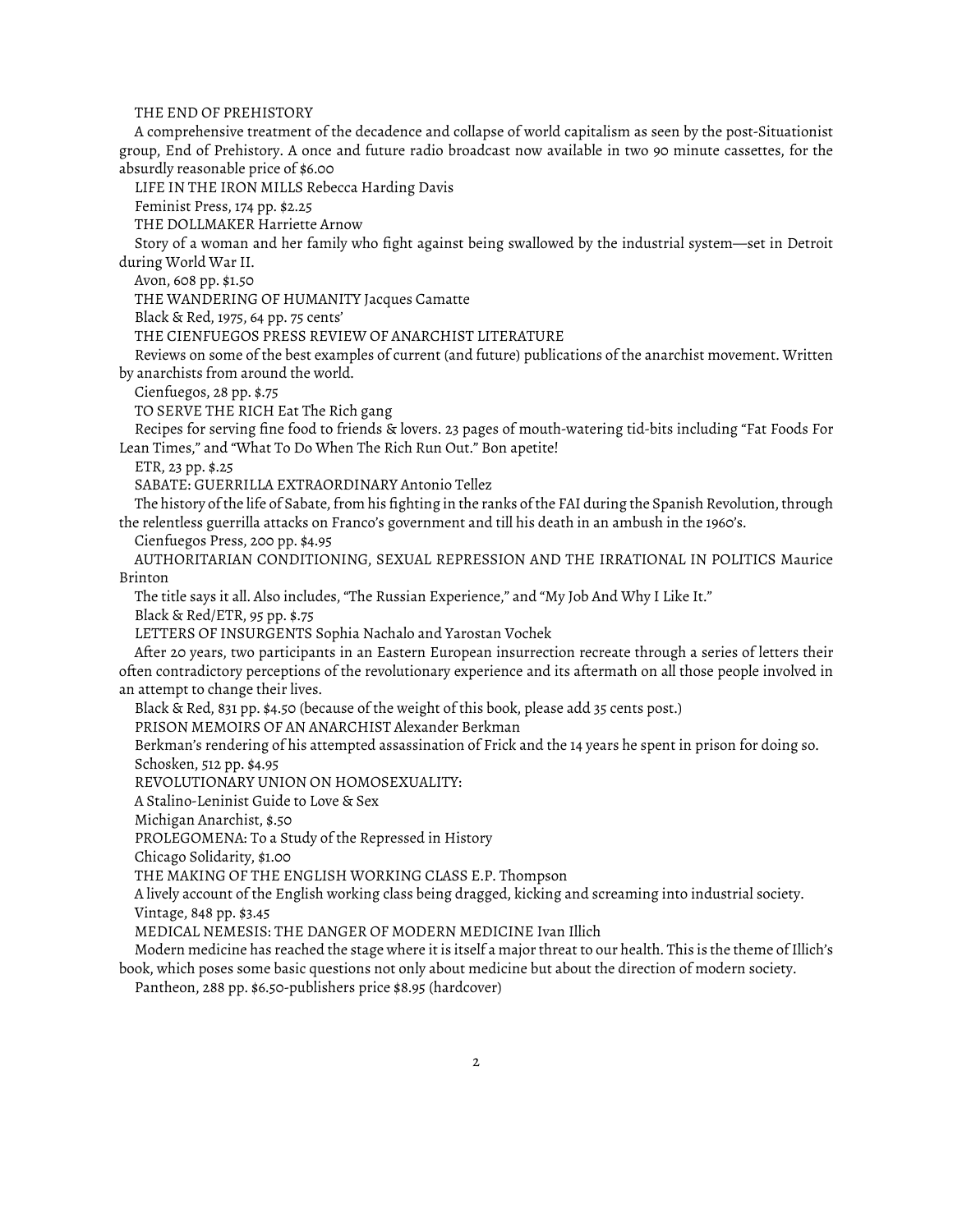THE END OF PREHISTORY

A comprehensive treatment of the decadence and collapse of world capitalism as seen by the post-Situationist group, End of Prehistory. A once and future radio broadcast now available in two 90 minute cassettes, for the absurdly reasonable price of $6.00

LIFE IN THE IRON MILLS Rebecca Harding Davis

Feminist Press, 174 pp. $2.25

THE DOLLMAKER Harriette Arnow

Story of a woman and her family who fight against being swallowed by the industrial system—set in Detroit during World War II.

Avon, 608 pp. $1.50

THE WANDERING OF HUMANITY Jacques Camatte

Black & Red, 1975, 64 pp. 75 cents'

THE CIENFUEGOS PRESS REVIEW OF ANARCHIST LITERATURE

Reviews on some of the best examples of current (and future) publications of the anarchist movement. Written by anarchists from around the world.

Cienfuegos, 28 pp. $.75

TO SERVE THE RICH Eat The Rich gang

Recipes for serving fine food to friends & lovers. 23 pages of mouth-watering tid-bits including "Fat Foods For Lean Times," and "What To Do When The Rich Run Out." Bon apetite!

ETR, 23 pp. $.25

SABATE: GUERRILLA EXTRAORDINARY Antonio Tellez

The history of the life of Sabate, from his fighting in the ranks of the FAI during the Spanish Revolution, through the relentless guerrilla attacks on Franco's government and till his death in an ambush in the 1960's.

Cienfuegos Press, 200 pp. $4.95

AUTHORITARIAN CONDITIONING, SEXUAL REPRESSION AND THE IRRATIONAL IN POLITICS Maurice Brinton

The title says it all. Also includes, "The Russian Experience," and "My Job And Why I Like It."

Black & Red/ETR, 95 pp. $.75

LETTERS OF INSURGENTS Sophia Nachalo and Yarostan Vochek

After 20 years, two participants in an Eastern European insurrection recreate through a series of letters their often contradictory perceptions of the revolutionary experience and its aftermath on all those people involved in an attempt to change their lives.

Black & Red, 831 pp. $4.50 (because of the weight of this book, please add 35 cents post.)

PRISON MEMOIRS OF AN ANARCHIST Alexander Berkman

Berkman's rendering of his attempted assassination of Frick and the 14 years he spent in prison for doing so.

Schosken, 512 pp. $4.95

REVOLUTIONARY UNION ON HOMOSEXUALITY:

A Stalino-Leninist Guide to Love & Sex

Michigan Anarchist, $.50

PROLEGOMENA: To a Study of the Repressed in History

Chicago Solidarity, $1.00

THE MAKING OF THE ENGLISH WORKING CLASS E.P. Thompson

A lively account of the English working class being dragged, kicking and screaming into industrial society.

Vintage, 848 pp. $3.45

MEDICAL NEMESIS: THE DANGER OF MODERN MEDICINE Ivan Illich

Modern medicine has reached the stage where it is itself a major threat to our health. This is the theme of Illich's book, which poses some basic questions not only about medicine but about the direction of modern society.

Pantheon, 288 pp. $6.50-publishers price $8.95 (hardcover)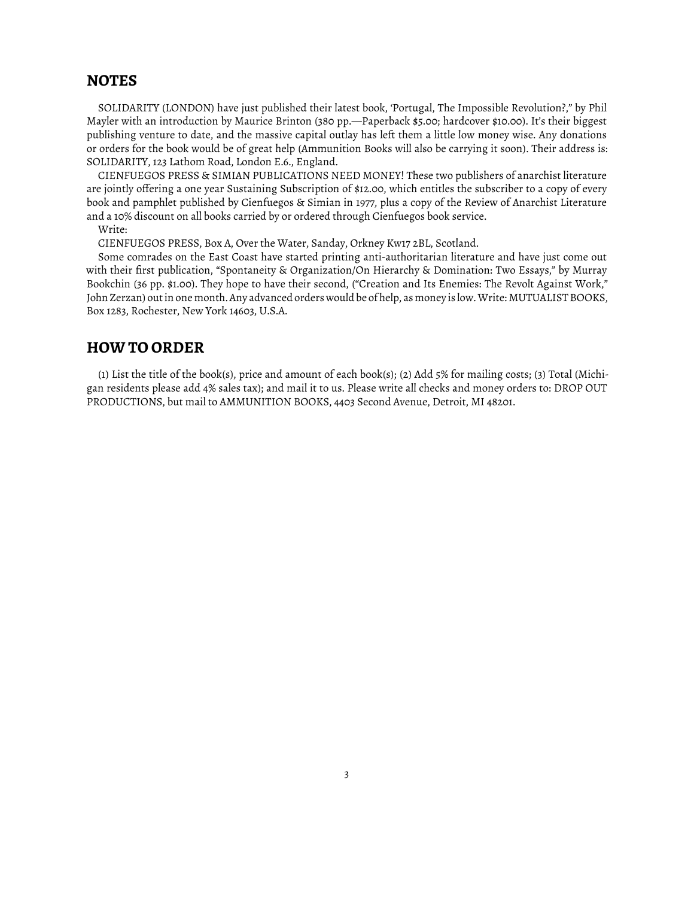## NOTES

SOLIDARITY (LONDON) have just published their latest book, 'Portugal, The Impossible Revolution?," by Phil Mayler with an introduction by Maurice Brinton (380 pp.—Paperback $5.00; hardcover $10.00). It's their biggest publishing venture to date, and the massive capital outlay has left them a little low money wise. Any donations or orders for the book would be of great help (Ammunition Books will also be carrying it soon). Their address is: SOLIDARITY, 123 Lathom Road, London E.6., England.

CIENFUEGOS PRESS & SIMIAN PUBLICATIONS NEED MONEY! These two publishers of anarchist literature are jointly offering a one year Sustaining Subscription of $12.00, which entitles the subscriber to a copy of every book and pamphlet published by Cienfuegos & Simian in 1977, plus a copy of the Review of Anarchist Literature and a 10% discount on all books carried by or ordered through Cienfuegos book service.

Write:

CIENFUEGOS PRESS, Box A, Over the Water, Sanday, Orkney Kw17 2BL, Scotland.

Some comrades on the East Coast have started printing anti-authoritarian literature and have just come out with their first publication, "Spontaneity & Organization/On Hierarchy & Domination: Two Essays," by Murray Bookchin (36 pp. $1.00). They hope to have their second, ("Creation and Its Enemies: The Revolt Against Work," John Zerzan) out in one month. Any advanced orders would be of help, as money is low. Write: MUTUALIST BOOKS, Box 1283, Rochester, New York 14603, U.S.A.

## HOW TO ORDER

(1) List the title of the book(s), price and amount of each book(s); (2) Add 5% for mailing costs; (3) Total (Michigan residents please add 4% sales tax); and mail it to us. Please write all checks and money orders to: DROP OUT PRODUCTIONS, but mail to AMMUNITION BOOKS, 4403 Second Avenue, Detroit, MI 48201.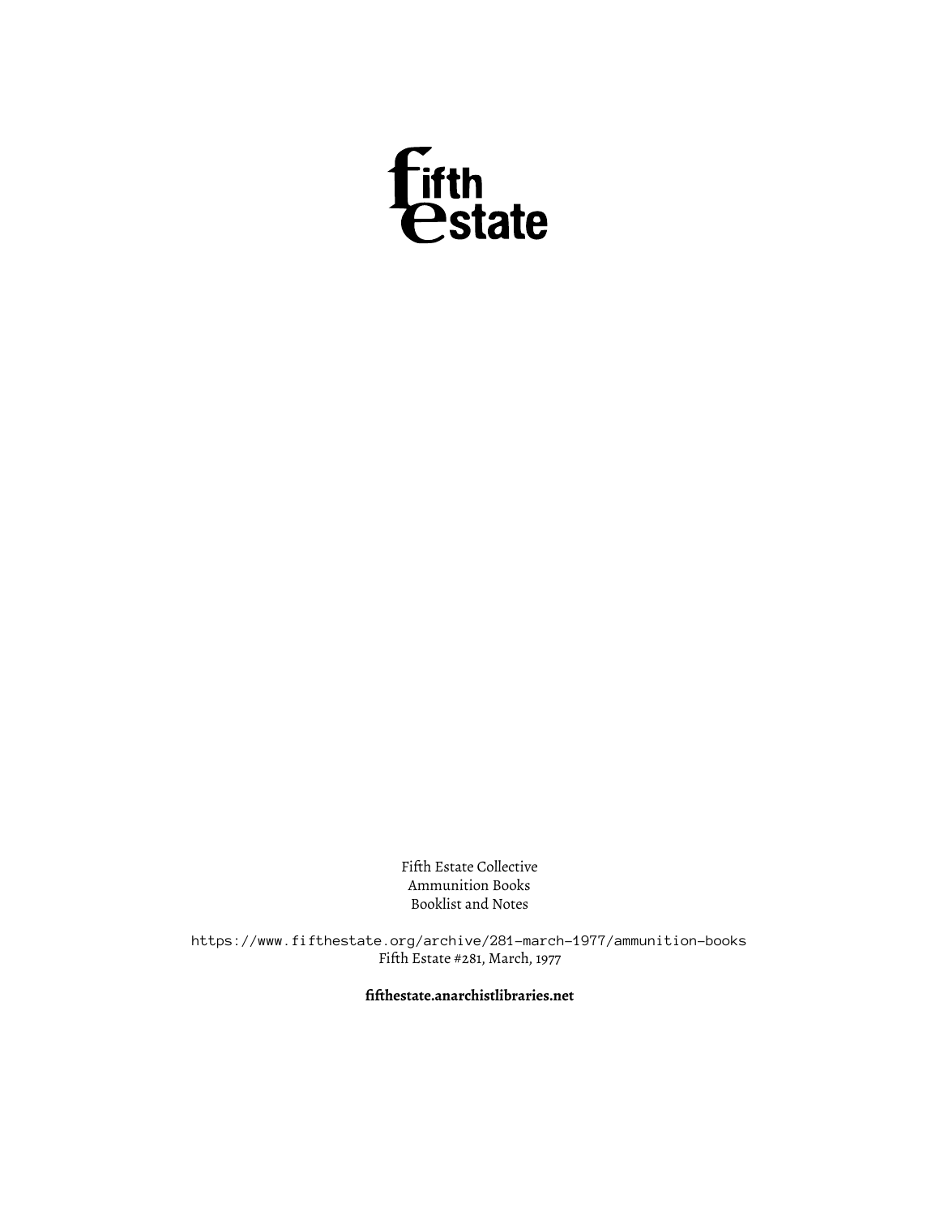Fifth Estate

Fifth Estate Collective
Ammunition Books
Booklist and Notes

https://www.fifthestate.org/archive/281-march-1977/ammunition-books
Fifth Estate #281, March, 1977

**fifthestate.anarchistlibraries.net**